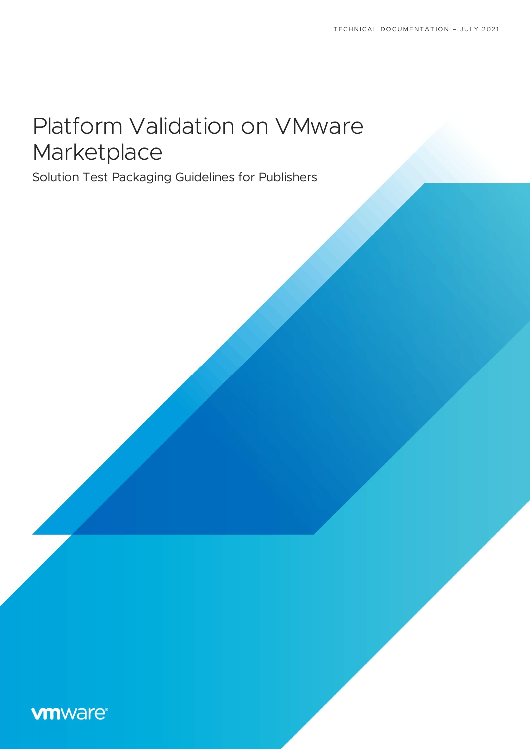TECHNICAL DOCUMENTATION – JULY 2021

# Platform Validation on VMware Marketplace

## Solution Test Packaging Guidelines for Publishers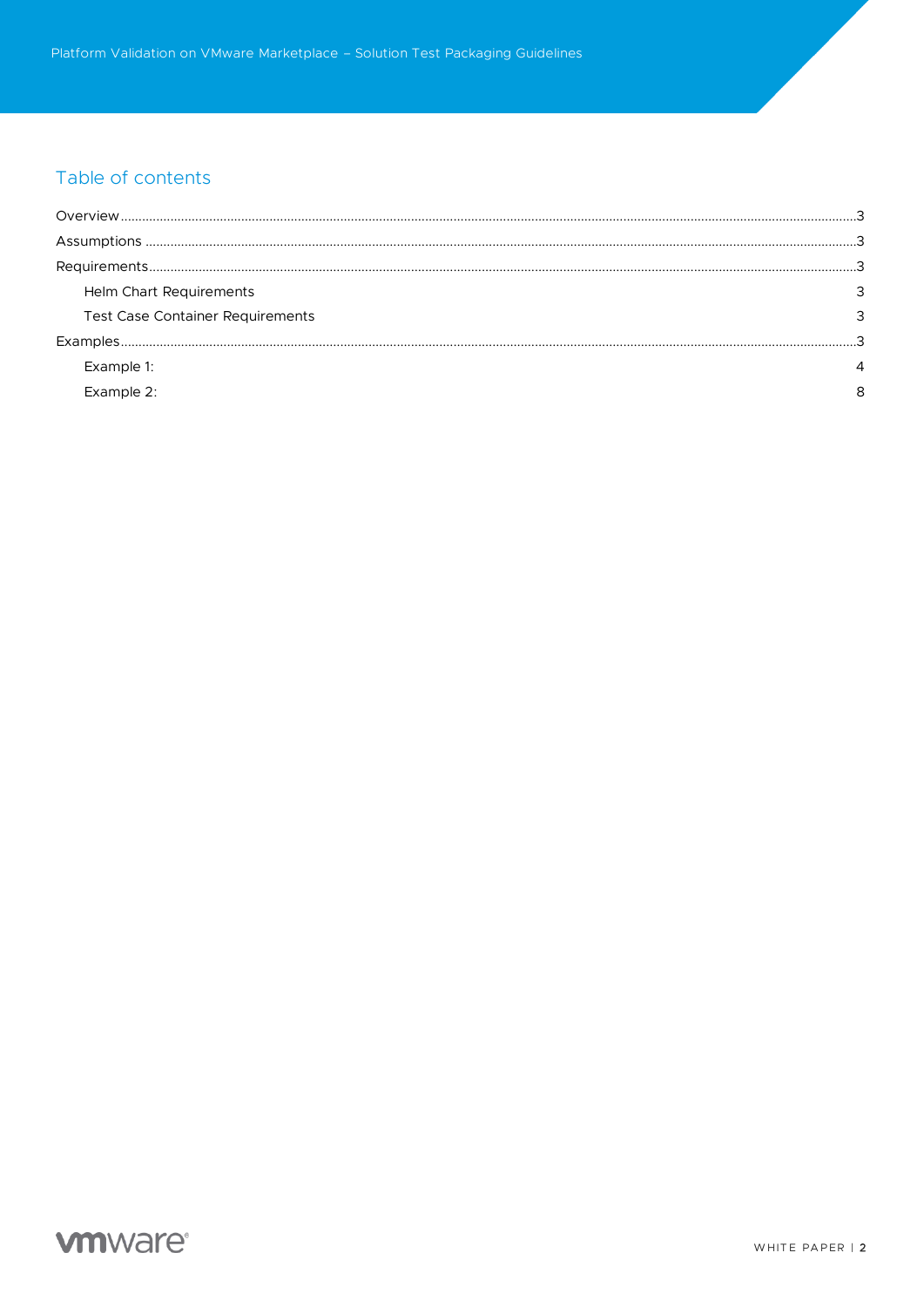## Table of contents

Overview ..... 3

Assumptions ..... 3

Requirements ..... 3

- Helm Chart Requirements 3
- Test Case Container Requirements 3

Examples ..... 3

- Example 1: 4
- Example 2: 8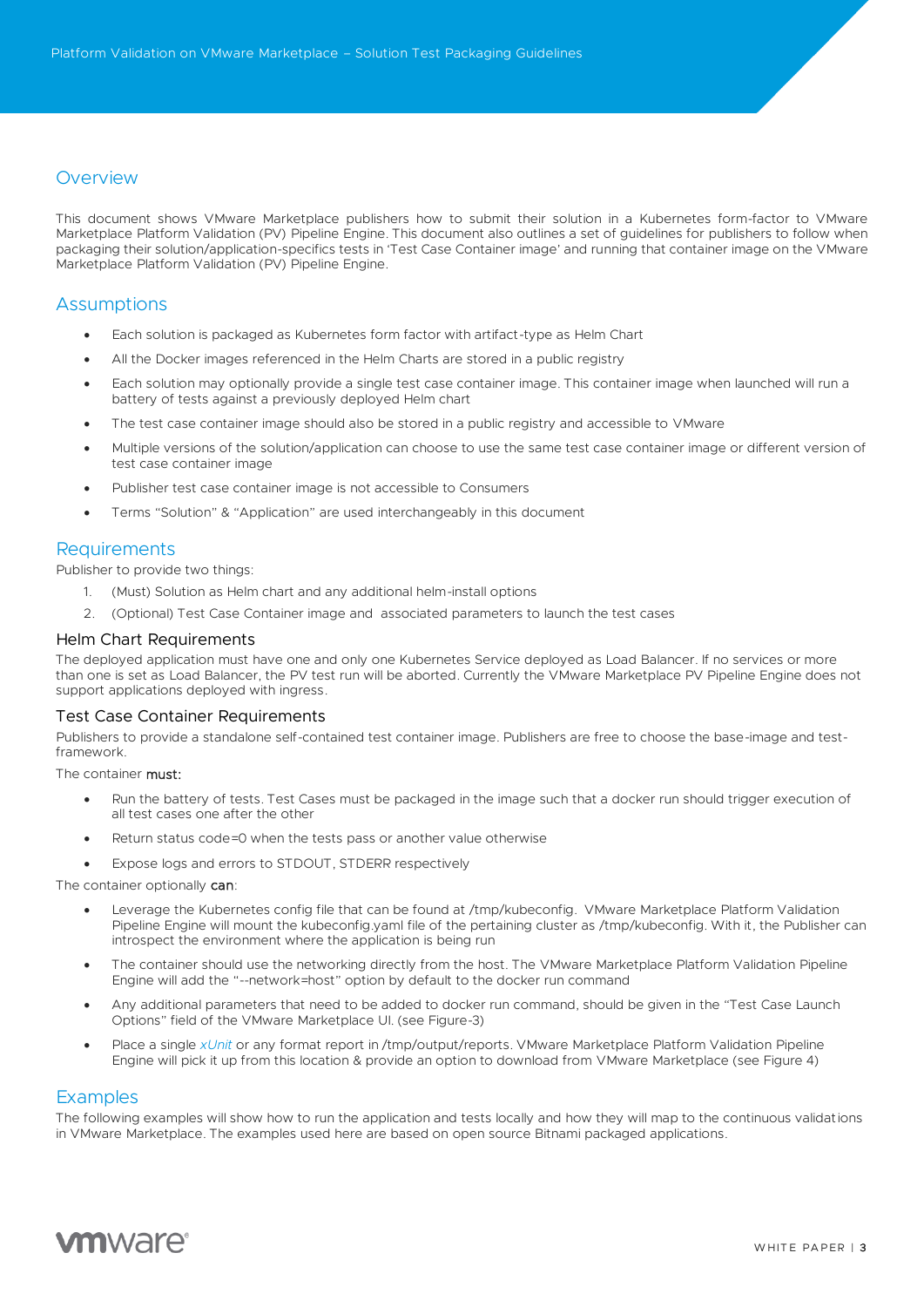## Overview

This document shows VMware Marketplace publishers how to submit their solution in a Kubernetes form-factor to VMware Marketplace Platform Validation (PV) Pipeline Engine. This document also outlines a set of guidelines for publishers to follow when packaging their solution/application-specifics tests in 'Test Case Container image' and running that container image on the VMware Marketplace Platform Validation (PV) Pipeline Engine.

## Assumptions

- Each solution is packaged as Kubernetes form factor with artifact-type as Helm Chart
- All the Docker images referenced in the Helm Charts are stored in a public registry
- Each solution may optionally provide a single test case container image. This container image when launched will run a battery of tests against a previously deployed Helm chart
- The test case container image should also be stored in a public registry and accessible to VMware
- Multiple versions of the solution/application can choose to use the same test case container image or different version of test case container image
- Publisher test case container image is not accessible to Consumers
- Terms "Solution" & "Application" are used interchangeably in this document

## Requirements

Publisher to provide two things:

1. (Must) Solution as Helm chart and any additional helm-install options
2. (Optional) Test Case Container image and associated parameters to launch the test cases

### Helm Chart Requirements

The deployed application must have one and only one Kubernetes Service deployed as Load Balancer. If no services or more than one is set as Load Balancer, the PV test run will be aborted. Currently the VMware Marketplace PV Pipeline Engine does not support applications deployed with ingress.

### Test Case Container Requirements

Publishers to provide a standalone self-contained test container image. Publishers are free to choose the base-image and test-framework.

The container **must:**

- Run the battery of tests. Test Cases must be packaged in the image such that a docker run should trigger execution of all test cases one after the other
- Return status code=0 when the tests pass or another value otherwise
- Expose logs and errors to STDOUT, STDERR respectively

The container optionally **can**:

- Leverage the Kubernetes config file that can be found at /tmp/kubeconfig. VMware Marketplace Platform Validation Pipeline Engine will mount the kubeconfig.yaml file of the pertaining cluster as /tmp/kubeconfig. With it, the Publisher can introspect the environment where the application is being run
- The container should use the networking directly from the host. The VMware Marketplace Platform Validation Pipeline Engine will add the "--network=host" option by default to the docker run command
- Any additional parameters that need to be added to docker run command, should be given in the "Test Case Launch Options" field of the VMware Marketplace UI. (see Figure-3)
- Place a single *xUnit* or any format report in /tmp/output/reports. VMware Marketplace Platform Validation Pipeline Engine will pick it up from this location & provide an option to download from VMware Marketplace (see Figure 4)

## Examples

The following examples will show how to run the application and tests locally and how they will map to the continuous validations in VMware Marketplace. The examples used here are based on open source Bitnami packaged applications.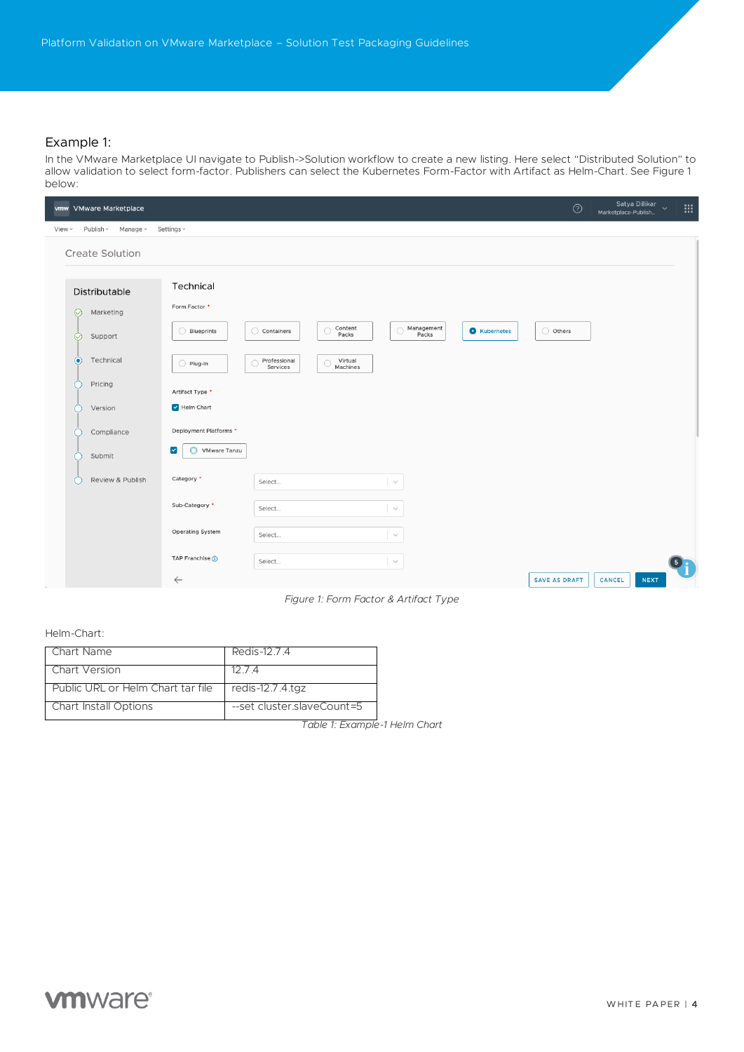## Example 1:

In the VMware Marketplace UI navigate to Publish->Solution workflow to create a new listing. Here select "Distributed Solution" to allow validation to select form-factor. Publishers can select the Kubernetes Form-Factor with Artifact as Helm-Chart. See Figure 1 below:

*Figure 1: Form Factor & Artifact Type*

Helm-Chart:

| Chart Name | Redis-12.7.4 |
|---|---|
| Chart Version | 12.7.4 |
| Public URL or Helm Chart tar file | redis-12.7.4.tgz |
| Chart Install Options | --set cluster.slaveCount=5 |

*Table 1: Example-1 Helm Chart*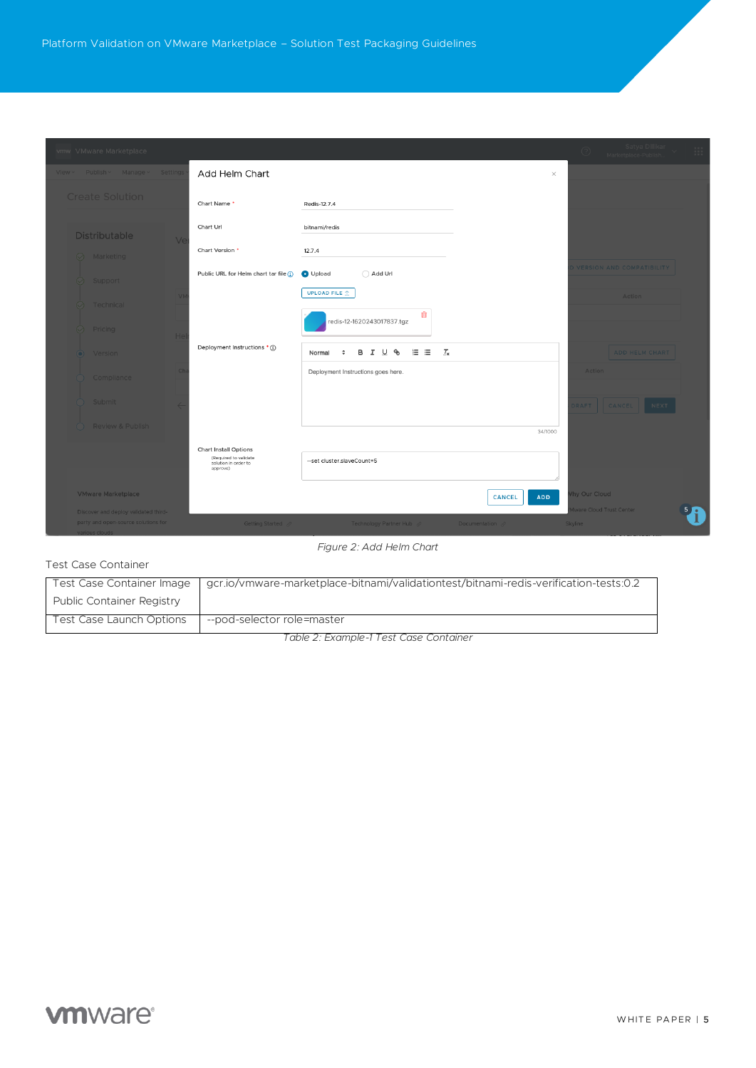*Figure 2: Add Helm Chart*

Test Case Container

| Test Case Container Image Public Container Registry | gcr.io/vmware-marketplace-bitnami/validationtest/bitnami-redis-verification-tests:0.2 |
| --- | --- |
| Test Case Launch Options | --pod-selector role=master |

*Table 2: Example-1 Test Case Container*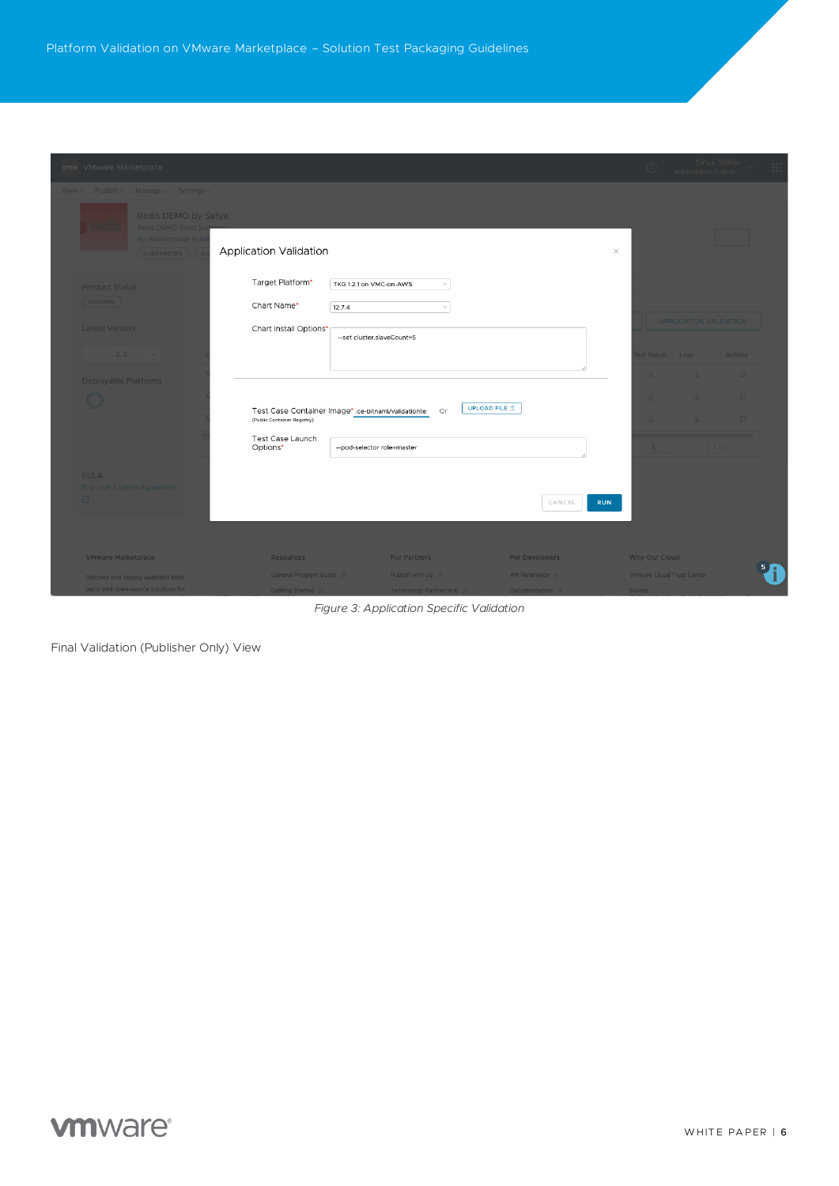*Figure 3: Application Specific Validation*

Final Validation (Publisher Only) View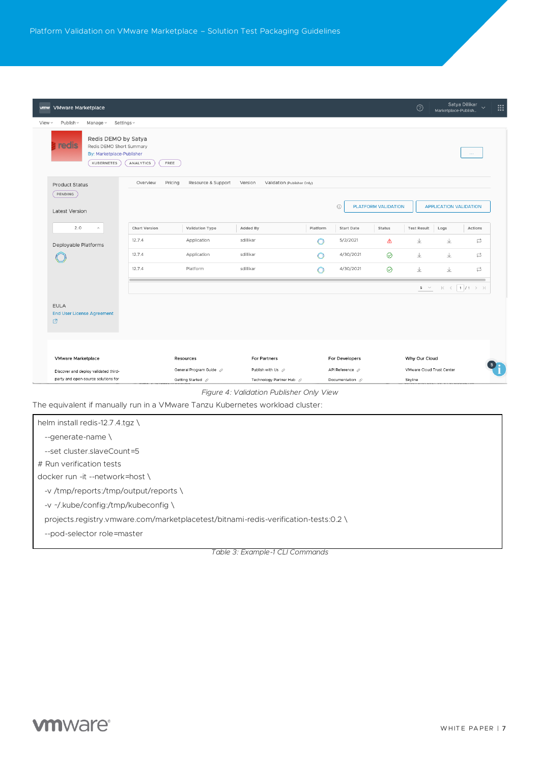*Figure 4: Validation Publisher Only View*

The equivalent if manually run in a VMware Tanzu Kubernetes workload cluster:

```
helm install redis-12.7.4.tgz \
  --generate-name \
  --set cluster.slaveCount=5
# Run verification tests
docker run -it --network=host \
  -v /tmp/reports:/tmp/output/reports \
  -v ~/.kube/config:/tmp/kubeconfig \
  projects.registry.vmware.com/marketplacetest/bitnami-redis-verification-tests:0.2 \
  --pod-selector role=master
```

*Table 3: Example-1 CLI Commands*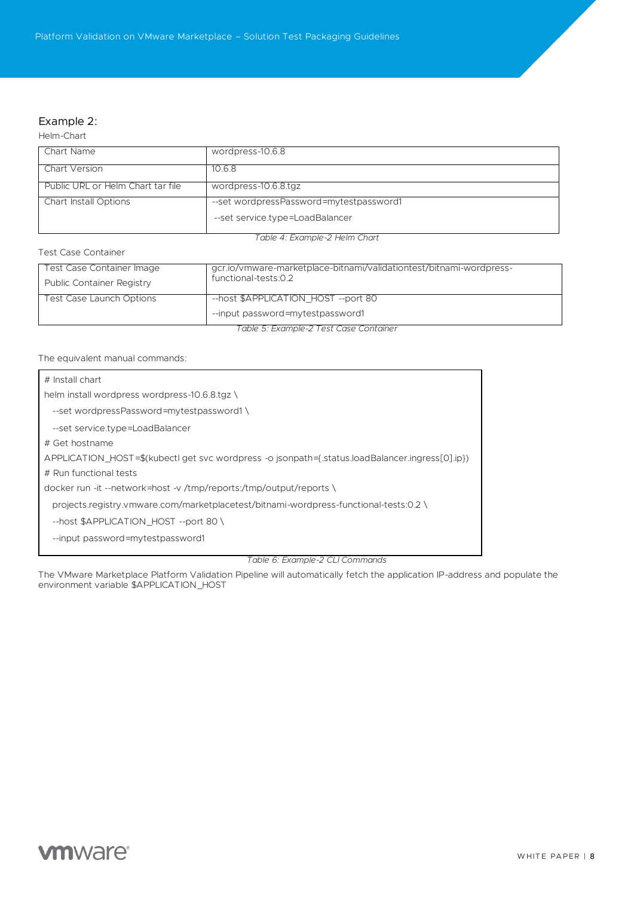## Example 2:

Helm-Chart

| Chart Name | wordpress-10.6.8 |
| --- | --- |
| Chart Version | 10.6.8 |
| Public URL or Helm Chart tar file | wordpress-10.6.8.tgz |
| Chart Install Options | --set wordpressPassword=mytestpassword1<br>--set service.type=LoadBalancer |

*Table 4: Example-2 Helm Chart*

Test Case Container

| Test Case Container Image<br>Public Container Registry | gcr.io/vmware-marketplace-bitnami/validationtest/bitnami-wordpress-functional-tests:0.2 |
| --- | --- |
| Test Case Launch Options | --host $APPLICATION_HOST --port 80<br>--input password=mytestpassword1 |

*Table 5: Example-2 Test Case Container*

The equivalent manual commands:

```
# Install chart
helm install wordpress wordpress-10.6.8.tgz \
  --set wordpressPassword=mytestpassword1 \
  --set service.type=LoadBalancer
# Get hostname
APPLICATION_HOST=$(kubectl get svc wordpress -o jsonpath={.status.loadBalancer.ingress[0].ip})
# Run functional tests
docker run -it --network=host -v /tmp/reports:/tmp/output/reports \
  projects.registry.vmware.com/marketplacetest/bitnami-wordpress-functional-tests:0.2 \
  --host $APPLICATION_HOST --port 80 \
  --input password=mytestpassword1
```

*Table 6: Example-2 CLI Commands*

The VMware Marketplace Platform Validation Pipeline will automatically fetch the application IP-address and populate the environment variable $APPLICATION_HOST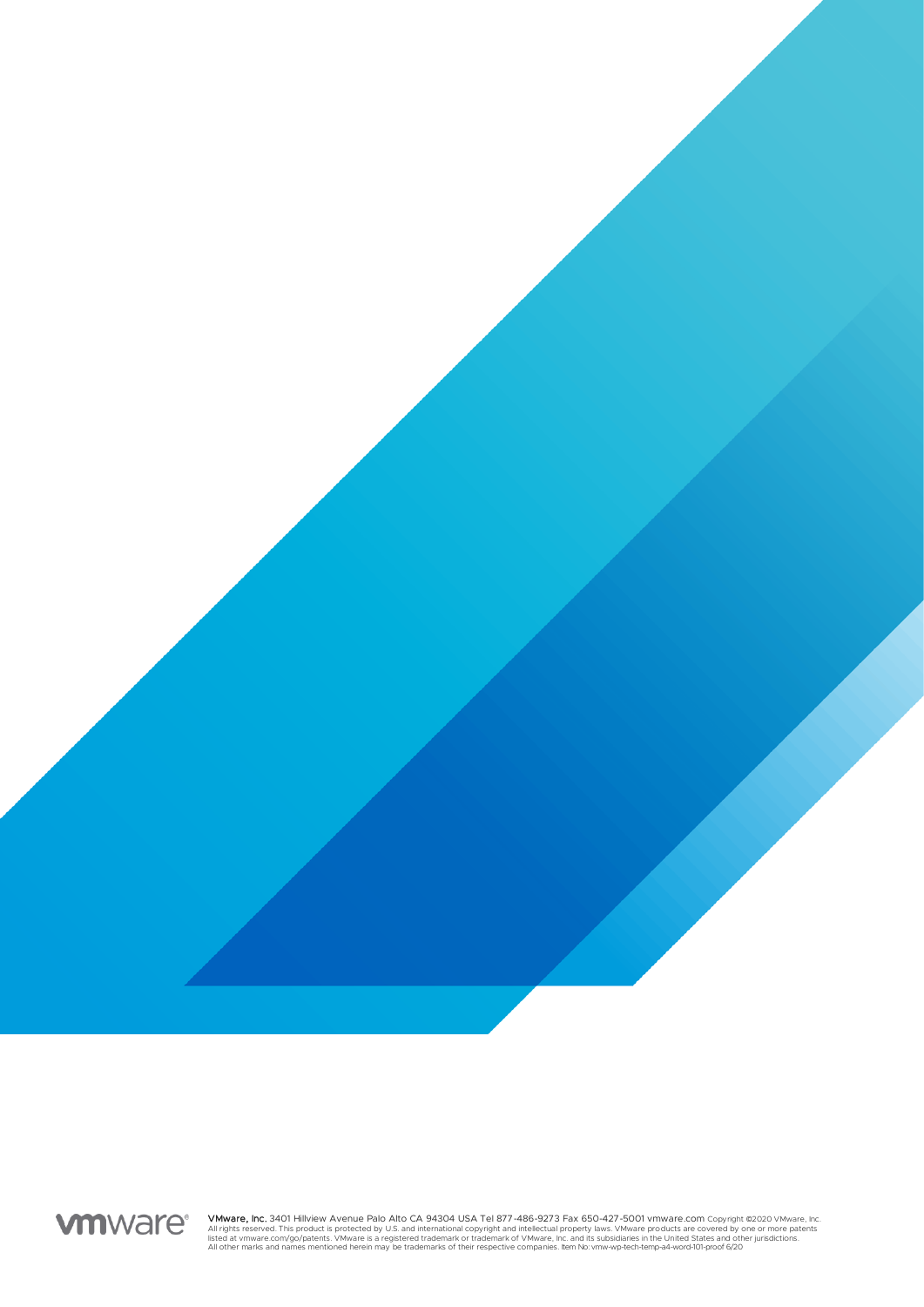vmware®

**VMware, Inc.** 3401 Hillview Avenue Palo Alto CA 94304 USA Tel 877-486-9273 Fax 650-427-5001 vmware.com Copyright ©2020 VMware, Inc. All rights reserved. This product is protected by U.S. and international copyright and intellectual property laws. VMware products are covered by one or more patents listed at vmware.com/go/patents. VMware is a registered trademark or trademark of VMware, Inc. and its subsidiaries in the United States and other jurisdictions. All other marks and names mentioned herein may be trademarks of their respective companies. Item No: vmw-wp-tech-temp-a4-word-101-proof 6/20